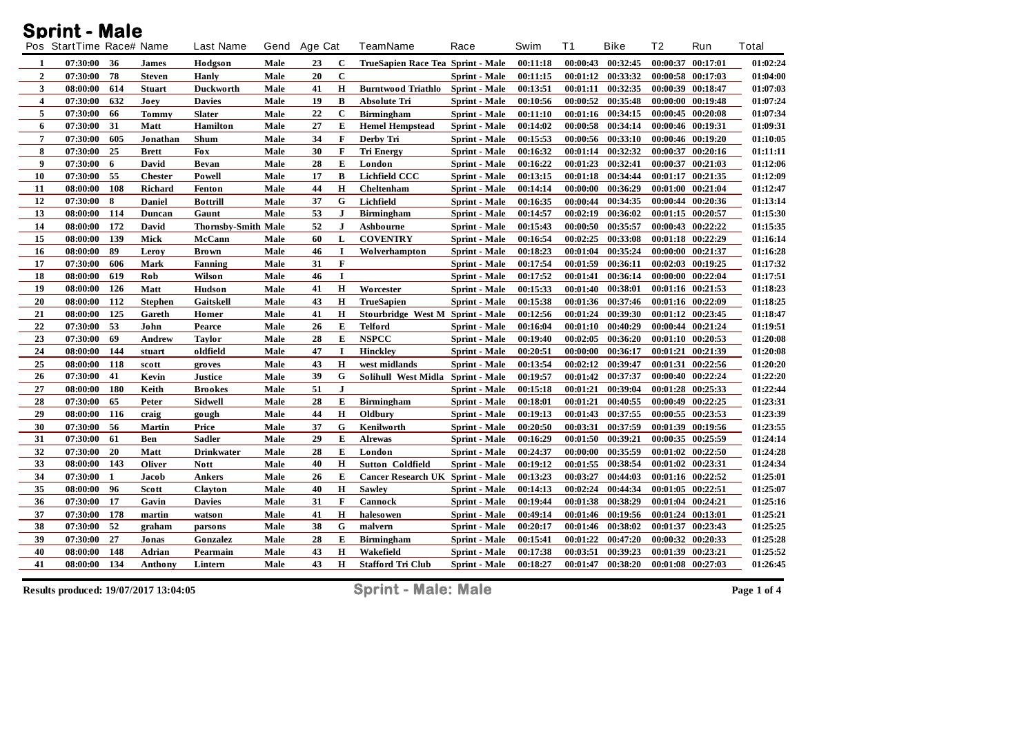# Sprint - Male

| Pos | StartTime | Race# | Name | Last Name | Gend | Age | Cat | TeamName | Race | Swim | T1 | Bike | T2 | Run | Total |
|---|---|---|---|---|---|---|---|---|---|---|---|---|---|---|---|
| 1 | 07:30:00 | 36 | James | Hodgson | Male | 23 | C | TrueSapien Race Tea | Sprint - Male | 00:11:18 | 00:00:43 | 00:32:45 | 00:00:37 | 00:17:01 | 01:02:24 |
| 2 | 07:30:00 | 78 | Steven | Hanly | Male | 20 | C | | Sprint - Male | 00:11:15 | 00:01:12 | 00:33:32 | 00:00:58 | 00:17:03 | 01:04:00 |
| 3 | 08:00:00 | 614 | Stuart | Duckworth | Male | 41 | H | Burntwood Triathlo | Sprint - Male | 00:13:51 | 00:01:11 | 00:32:35 | 00:00:39 | 00:18:47 | 01:07:03 |
| 4 | 07:30:00 | 632 | Joey | Davies | Male | 19 | B | Absolute Tri | Sprint - Male | 00:10:56 | 00:00:52 | 00:35:48 | 00:00:00 | 00:19:48 | 01:07:24 |
| 5 | 07:30:00 | 66 | Tommy | Slater | Male | 22 | C | Birmingham | Sprint - Male | 00:11:10 | 00:01:16 | 00:34:15 | 00:00:45 | 00:20:08 | 01:07:34 |
| 6 | 07:30:00 | 31 | Matt | Hamilton | Male | 27 | E | Hemel Hempstead | Sprint - Male | 00:14:02 | 00:00:58 | 00:34:14 | 00:00:46 | 00:19:31 | 01:09:31 |
| 7 | 07:30:00 | 605 | Jonathan | Shum | Male | 34 | F | Derby Tri | Sprint - Male | 00:15:53 | 00:00:56 | 00:33:10 | 00:00:46 | 00:19:20 | 01:10:05 |
| 8 | 07:30:00 | 25 | Brett | Fox | Male | 30 | F | Tri Energy | Sprint - Male | 00:16:32 | 00:01:14 | 00:32:32 | 00:00:37 | 00:20:16 | 01:11:11 |
| 9 | 07:30:00 | 6 | David | Bevan | Male | 28 | E | London | Sprint - Male | 00:16:22 | 00:01:23 | 00:32:41 | 00:00:37 | 00:21:03 | 01:12:06 |
| 10 | 07:30:00 | 55 | Chester | Powell | Male | 17 | B | Lichfield CCC | Sprint - Male | 00:13:15 | 00:01:18 | 00:34:44 | 00:01:17 | 00:21:35 | 01:12:09 |
| 11 | 08:00:00 | 108 | Richard | Fenton | Male | 44 | H | Cheltenham | Sprint - Male | 00:14:14 | 00:00:00 | 00:36:29 | 00:01:00 | 00:21:04 | 01:12:47 |
| 12 | 07:30:00 | 8 | Daniel | Bottrill | Male | 37 | G | Lichfield | Sprint - Male | 00:16:35 | 00:00:44 | 00:34:35 | 00:00:44 | 00:20:36 | 01:13:14 |
| 13 | 08:00:00 | 114 | Duncan | Gaunt | Male | 53 | J | Birmingham | Sprint - Male | 00:14:57 | 00:02:19 | 00:36:02 | 00:01:15 | 00:20:57 | 01:15:30 |
| 14 | 08:00:00 | 172 | David | Thornsby-Smith | Male | 52 | J | Ashbourne | Sprint - Male | 00:15:43 | 00:00:50 | 00:35:57 | 00:00:43 | 00:22:22 | 01:15:35 |
| 15 | 08:00:00 | 139 | Mick | McCann | Male | 60 | L | COVENTRY | Sprint - Male | 00:16:54 | 00:02:25 | 00:33:08 | 00:01:18 | 00:22:29 | 01:16:14 |
| 16 | 08:00:00 | 89 | Leroy | Brown | Male | 46 | I | Wolverhampton | Sprint - Male | 00:18:23 | 00:01:04 | 00:35:24 | 00:00:00 | 00:21:37 | 01:16:28 |
| 17 | 07:30:00 | 606 | Mark | Fanning | Male | 31 | F | | Sprint - Male | 00:17:54 | 00:01:59 | 00:36:11 | 00:02:03 | 00:19:25 | 01:17:32 |
| 18 | 08:00:00 | 619 | Rob | Wilson | Male | 46 | I | | Sprint - Male | 00:17:52 | 00:01:41 | 00:36:14 | 00:00:00 | 00:22:04 | 01:17:51 |
| 19 | 08:00:00 | 126 | Matt | Hudson | Male | 41 | H | Worcester | Sprint - Male | 00:15:33 | 00:01:40 | 00:38:01 | 00:01:16 | 00:21:53 | 01:18:23 |
| 20 | 08:00:00 | 112 | Stephen | Gaitskell | Male | 43 | H | TrueSapien | Sprint - Male | 00:15:38 | 00:01:36 | 00:37:46 | 00:01:16 | 00:22:09 | 01:18:25 |
| 21 | 08:00:00 | 125 | Gareth | Homer | Male | 41 | H | Stourbridge West M | Sprint - Male | 00:12:56 | 00:01:24 | 00:39:30 | 00:01:12 | 00:23:45 | 01:18:47 |
| 22 | 07:30:00 | 53 | John | Pearce | Male | 26 | E | Telford | Sprint - Male | 00:16:04 | 00:01:10 | 00:40:29 | 00:00:44 | 00:21:24 | 01:19:51 |
| 23 | 07:30:00 | 69 | Andrew | Taylor | Male | 28 | E | NSPCC | Sprint - Male | 00:19:40 | 00:02:05 | 00:36:20 | 00:01:10 | 00:20:53 | 01:20:08 |
| 24 | 08:00:00 | 144 | stuart | oldfield | Male | 47 | I | Hinckley | Sprint - Male | 00:20:51 | 00:00:00 | 00:36:17 | 00:01:21 | 00:21:39 | 01:20:08 |
| 25 | 08:00:00 | 118 | scott | groves | Male | 43 | H | west midlands | Sprint - Male | 00:13:54 | 00:02:12 | 00:39:47 | 00:01:31 | 00:22:56 | 01:20:20 |
| 26 | 07:30:00 | 41 | Kevin | Justice | Male | 39 | G | Solihull West Midla | Sprint - Male | 00:19:57 | 00:01:42 | 00:37:37 | 00:00:40 | 00:22:24 | 01:22:20 |
| 27 | 08:00:00 | 180 | Keith | Brookes | Male | 51 | J | | Sprint - Male | 00:15:18 | 00:01:21 | 00:39:04 | 00:01:28 | 00:25:33 | 01:22:44 |
| 28 | 07:30:00 | 65 | Peter | Sidwell | Male | 28 | E | Birmingham | Sprint - Male | 00:18:01 | 00:01:21 | 00:40:55 | 00:00:49 | 00:22:25 | 01:23:31 |
| 29 | 08:00:00 | 116 | craig | gough | Male | 44 | H | Oldbury | Sprint - Male | 00:19:13 | 00:01:43 | 00:37:55 | 00:00:55 | 00:23:53 | 01:23:39 |
| 30 | 07:30:00 | 56 | Martin | Price | Male | 37 | G | Kenilworth | Sprint - Male | 00:20:50 | 00:03:31 | 00:37:59 | 00:01:39 | 00:19:56 | 01:23:55 |
| 31 | 07:30:00 | 61 | Ben | Sadler | Male | 29 | E | Alrewas | Sprint - Male | 00:16:29 | 00:01:50 | 00:39:21 | 00:00:35 | 00:25:59 | 01:24:14 |
| 32 | 07:30:00 | 20 | Matt | Drinkwater | Male | 28 | E | London | Sprint - Male | 00:24:37 | 00:00:00 | 00:35:59 | 00:01:02 | 00:22:50 | 01:24:28 |
| 33 | 08:00:00 | 143 | Oliver | Nott | Male | 40 | H | Sutton Coldfield | Sprint - Male | 00:19:12 | 00:01:55 | 00:38:54 | 00:01:02 | 00:23:31 | 01:24:34 |
| 34 | 07:30:00 | 1 | Jacob | Ankers | Male | 26 | E | Cancer Research UK | Sprint - Male | 00:13:23 | 00:03:27 | 00:44:03 | 00:01:16 | 00:22:52 | 01:25:01 |
| 35 | 08:00:00 | 96 | Scott | Clayton | Male | 40 | H | Sawley | Sprint - Male | 00:14:13 | 00:02:24 | 00:44:34 | 00:01:05 | 00:22:51 | 01:25:07 |
| 36 | 07:30:00 | 17 | Gavin | Davies | Male | 31 | F | Cannock | Sprint - Male | 00:19:44 | 00:01:38 | 00:38:29 | 00:01:04 | 00:24:21 | 01:25:16 |
| 37 | 07:30:00 | 178 | martin | watson | Male | 41 | H | halesowen | Sprint - Male | 00:49:14 | 00:01:46 | 00:19:56 | 00:01:24 | 00:13:01 | 01:25:21 |
| 38 | 07:30:00 | 52 | graham | parsons | Male | 38 | G | malvern | Sprint - Male | 00:20:17 | 00:01:46 | 00:38:02 | 00:01:37 | 00:23:43 | 01:25:25 |
| 39 | 07:30:00 | 27 | Jonas | Gonzalez | Male | 28 | E | Birmingham | Sprint - Male | 00:15:41 | 00:01:22 | 00:47:20 | 00:00:32 | 00:20:33 | 01:25:28 |
| 40 | 08:00:00 | 148 | Adrian | Pearmain | Male | 43 | H | Wakefield | Sprint - Male | 00:17:38 | 00:03:51 | 00:39:23 | 00:01:39 | 00:23:21 | 01:25:52 |
| 41 | 08:00:00 | 134 | Anthony | Lintern | Male | 43 | H | Stafford Tri Club | Sprint - Male | 00:18:27 | 00:01:47 | 00:38:20 | 00:01:08 | 00:27:03 | 01:26:45 |

Results produced: 19/07/2017 13:04:05

Sprint - Male: Male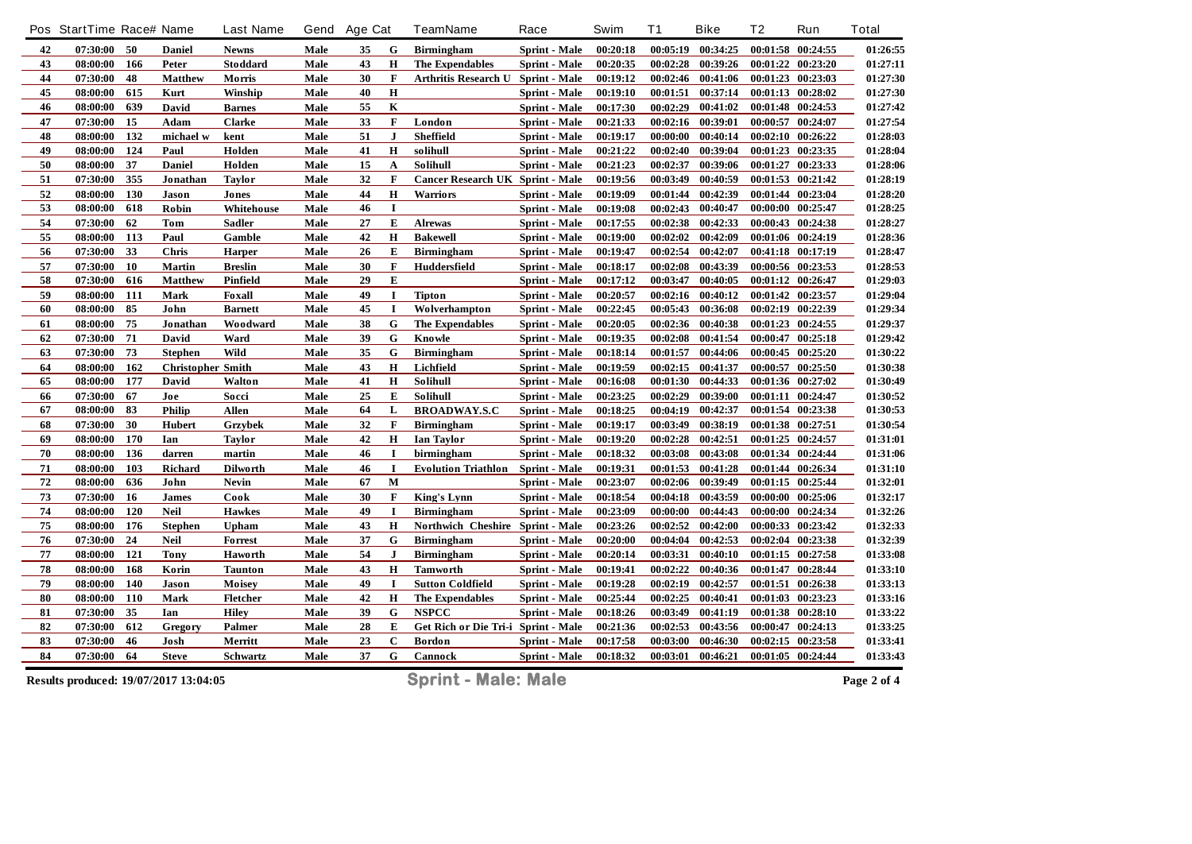| Pos | StartTime | Race# | Name | Last Name | Gend | Age | Cat | TeamName | Race | Swim | T1 | Bike | T2 | Run | Total |
|---|---|---|---|---|---|---|---|---|---|---|---|---|---|---|---|
| 42 | 07:30:00 | 50 | Daniel | Newns | Male | 35 | G | Birmingham | Sprint - Male | 00:20:18 | 00:05:19 | 00:34:25 | 00:01:58 | 00:24:55 | 01:26:55 |
| 43 | 08:00:00 | 166 | Peter | Stoddard | Male | 43 | H | The Expendables | Sprint - Male | 00:20:35 | 00:02:28 | 00:39:26 | 00:01:22 | 00:23:20 | 01:27:11 |
| 44 | 07:30:00 | 48 | Matthew | Morris | Male | 30 | F | Arthritis Research U | Sprint - Male | 00:19:12 | 00:02:46 | 00:41:06 | 00:01:23 | 00:23:03 | 01:27:30 |
| 45 | 08:00:00 | 615 | Kurt | Winship | Male | 40 | H | | Sprint - Male | 00:19:10 | 00:01:51 | 00:37:14 | 00:01:13 | 00:28:02 | 01:27:30 |
| 46 | 08:00:00 | 639 | David | Barnes | Male | 55 | K | | Sprint - Male | 00:17:30 | 00:02:29 | 00:41:02 | 00:01:48 | 00:24:53 | 01:27:42 |
| 47 | 07:30:00 | 15 | Adam | Clarke | Male | 33 | F | London | Sprint - Male | 00:21:33 | 00:02:16 | 00:39:01 | 00:00:57 | 00:24:07 | 01:27:54 |
| 48 | 08:00:00 | 132 | michael w | kent | Male | 51 | J | Sheffield | Sprint - Male | 00:19:17 | 00:00:00 | 00:40:14 | 00:02:10 | 00:26:22 | 01:28:03 |
| 49 | 08:00:00 | 124 | Paul | Holden | Male | 41 | H | solihull | Sprint - Male | 00:21:22 | 00:02:40 | 00:39:04 | 00:01:23 | 00:23:35 | 01:28:04 |
| 50 | 08:00:00 | 37 | Daniel | Holden | Male | 15 | A | Solihull | Sprint - Male | 00:21:23 | 00:02:37 | 00:39:06 | 00:01:27 | 00:23:33 | 01:28:06 |
| 51 | 07:30:00 | 355 | Jonathan | Taylor | Male | 32 | F | Cancer Research UK | Sprint - Male | 00:19:56 | 00:03:49 | 00:40:59 | 00:01:53 | 00:21:42 | 01:28:19 |
| 52 | 08:00:00 | 130 | Jason | Jones | Male | 44 | H | Warriors | Sprint - Male | 00:19:09 | 00:01:44 | 00:42:39 | 00:01:44 | 00:23:04 | 01:28:20 |
| 53 | 08:00:00 | 618 | Robin | Whitehouse | Male | 46 | I | | Sprint - Male | 00:19:08 | 00:02:43 | 00:40:47 | 00:00:00 | 00:25:47 | 01:28:25 |
| 54 | 07:30:00 | 62 | Tom | Sadler | Male | 27 | E | Alrewas | Sprint - Male | 00:17:55 | 00:02:38 | 00:42:33 | 00:00:43 | 00:24:38 | 01:28:27 |
| 55 | 08:00:00 | 113 | Paul | Gamble | Male | 42 | H | Bakewell | Sprint - Male | 00:19:00 | 00:02:02 | 00:42:09 | 00:01:06 | 00:24:19 | 01:28:36 |
| 56 | 07:30:00 | 33 | Chris | Harper | Male | 26 | E | Birmingham | Sprint - Male | 00:19:47 | 00:02:54 | 00:42:07 | 00:41:18 | 00:17:19 | 01:28:47 |
| 57 | 07:30:00 | 10 | Martin | Breslin | Male | 30 | F | Huddersfield | Sprint - Male | 00:18:17 | 00:02:08 | 00:43:39 | 00:00:56 | 00:23:53 | 01:28:53 |
| 58 | 07:30:00 | 616 | Matthew | Pinfield | Male | 29 | E | | Sprint - Male | 00:17:12 | 00:03:47 | 00:40:05 | 00:01:12 | 00:26:47 | 01:29:03 |
| 59 | 08:00:00 | 111 | Mark | Foxall | Male | 49 | I | Tipton | Sprint - Male | 00:20:57 | 00:02:16 | 00:40:12 | 00:01:42 | 00:23:57 | 01:29:04 |
| 60 | 08:00:00 | 85 | John | Barnett | Male | 45 | I | Wolverhampton | Sprint - Male | 00:22:45 | 00:05:43 | 00:36:08 | 00:02:19 | 00:22:39 | 01:29:34 |
| 61 | 08:00:00 | 75 | Jonathan | Woodward | Male | 38 | G | The Expendables | Sprint - Male | 00:20:05 | 00:02:36 | 00:40:38 | 00:01:23 | 00:24:55 | 01:29:37 |
| 62 | 07:30:00 | 71 | David | Ward | Male | 39 | G | Knowle | Sprint - Male | 00:19:35 | 00:02:08 | 00:41:54 | 00:00:47 | 00:25:18 | 01:29:42 |
| 63 | 07:30:00 | 73 | Stephen | Wild | Male | 35 | G | Birmingham | Sprint - Male | 00:18:14 | 00:01:57 | 00:44:06 | 00:00:45 | 00:25:20 | 01:30:22 |
| 64 | 08:00:00 | 162 | Christopher | Smith | Male | 43 | H | Lichfield | Sprint - Male | 00:19:59 | 00:02:15 | 00:41:37 | 00:00:57 | 00:25:50 | 01:30:38 |
| 65 | 08:00:00 | 177 | David | Walton | Male | 41 | H | Solihull | Sprint - Male | 00:16:08 | 00:01:30 | 00:44:33 | 00:01:36 | 00:27:02 | 01:30:49 |
| 66 | 07:30:00 | 67 | Joe | Socci | Male | 25 | E | Solihull | Sprint - Male | 00:23:25 | 00:02:29 | 00:39:00 | 00:01:11 | 00:24:47 | 01:30:52 |
| 67 | 08:00:00 | 83 | Philip | Allen | Male | 64 | L | BROADWAY.S.C | Sprint - Male | 00:18:25 | 00:04:19 | 00:42:37 | 00:01:54 | 00:23:38 | 01:30:53 |
| 68 | 07:30:00 | 30 | Hubert | Grzybek | Male | 32 | F | Birmingham | Sprint - Male | 00:19:17 | 00:03:49 | 00:38:19 | 00:01:38 | 00:27:51 | 01:30:54 |
| 69 | 08:00:00 | 170 | Ian | Taylor | Male | 42 | H | Ian Taylor | Sprint - Male | 00:19:20 | 00:02:28 | 00:42:51 | 00:01:25 | 00:24:57 | 01:31:01 |
| 70 | 08:00:00 | 136 | darren | martin | Male | 46 | I | birmingham | Sprint - Male | 00:18:32 | 00:03:08 | 00:43:08 | 00:01:34 | 00:24:44 | 01:31:06 |
| 71 | 08:00:00 | 103 | Richard | Dilworth | Male | 46 | I | Evolution Triathlon | Sprint - Male | 00:19:31 | 00:01:53 | 00:41:28 | 00:01:44 | 00:26:34 | 01:31:10 |
| 72 | 08:00:00 | 636 | John | Nevin | Male | 67 | M | | Sprint - Male | 00:23:07 | 00:02:06 | 00:39:49 | 00:01:15 | 00:25:44 | 01:32:01 |
| 73 | 07:30:00 | 16 | James | Cook | Male | 30 | F | King's Lynn | Sprint - Male | 00:18:54 | 00:04:18 | 00:43:59 | 00:00:00 | 00:25:06 | 01:32:17 |
| 74 | 08:00:00 | 120 | Neil | Hawkes | Male | 49 | I | Birmingham | Sprint - Male | 00:23:09 | 00:00:00 | 00:44:43 | 00:00:00 | 00:24:34 | 01:32:26 |
| 75 | 08:00:00 | 176 | Stephen | Upham | Male | 43 | H | Northwich Cheshire | Sprint - Male | 00:23:26 | 00:02:52 | 00:42:00 | 00:00:33 | 00:23:42 | 01:32:33 |
| 76 | 07:30:00 | 24 | Neil | Forrest | Male | 37 | G | Birmingham | Sprint - Male | 00:20:00 | 00:04:04 | 00:42:53 | 00:02:04 | 00:23:38 | 01:32:39 |
| 77 | 08:00:00 | 121 | Tony | Haworth | Male | 54 | J | Birmingham | Sprint - Male | 00:20:14 | 00:03:31 | 00:40:10 | 00:01:15 | 00:27:58 | 01:33:08 |
| 78 | 08:00:00 | 168 | Korin | Taunton | Male | 43 | H | Tamworth | Sprint - Male | 00:19:41 | 00:02:22 | 00:40:36 | 00:01:47 | 00:28:44 | 01:33:10 |
| 79 | 08:00:00 | 140 | Jason | Moisey | Male | 49 | I | Sutton Coldfield | Sprint - Male | 00:19:28 | 00:02:19 | 00:42:57 | 00:01:51 | 00:26:38 | 01:33:13 |
| 80 | 08:00:00 | 110 | Mark | Fletcher | Male | 42 | H | The Expendables | Sprint - Male | 00:25:44 | 00:02:25 | 00:40:41 | 00:01:03 | 00:23:23 | 01:33:16 |
| 81 | 07:30:00 | 35 | Ian | Hiley | Male | 39 | G | NSPCC | Sprint - Male | 00:18:26 | 00:03:49 | 00:41:19 | 00:01:38 | 00:28:10 | 01:33:22 |
| 82 | 07:30:00 | 612 | Gregory | Palmer | Male | 28 | E | Get Rich or Die Tri-i | Sprint - Male | 00:21:36 | 00:02:53 | 00:43:56 | 00:00:47 | 00:24:13 | 01:33:25 |
| 83 | 07:30:00 | 46 | Josh | Merritt | Male | 23 | C | Bordon | Sprint - Male | 00:17:58 | 00:03:00 | 00:46:30 | 00:02:15 | 00:23:58 | 01:33:41 |
| 84 | 07:30:00 | 64 | Steve | Schwartz | Male | 37 | G | Cannock | Sprint - Male | 00:18:32 | 00:03:01 | 00:46:21 | 00:01:05 | 00:24:44 | 01:33:43 |

Results produced: 19/07/2017 13:04:05

Sprint - Male: Male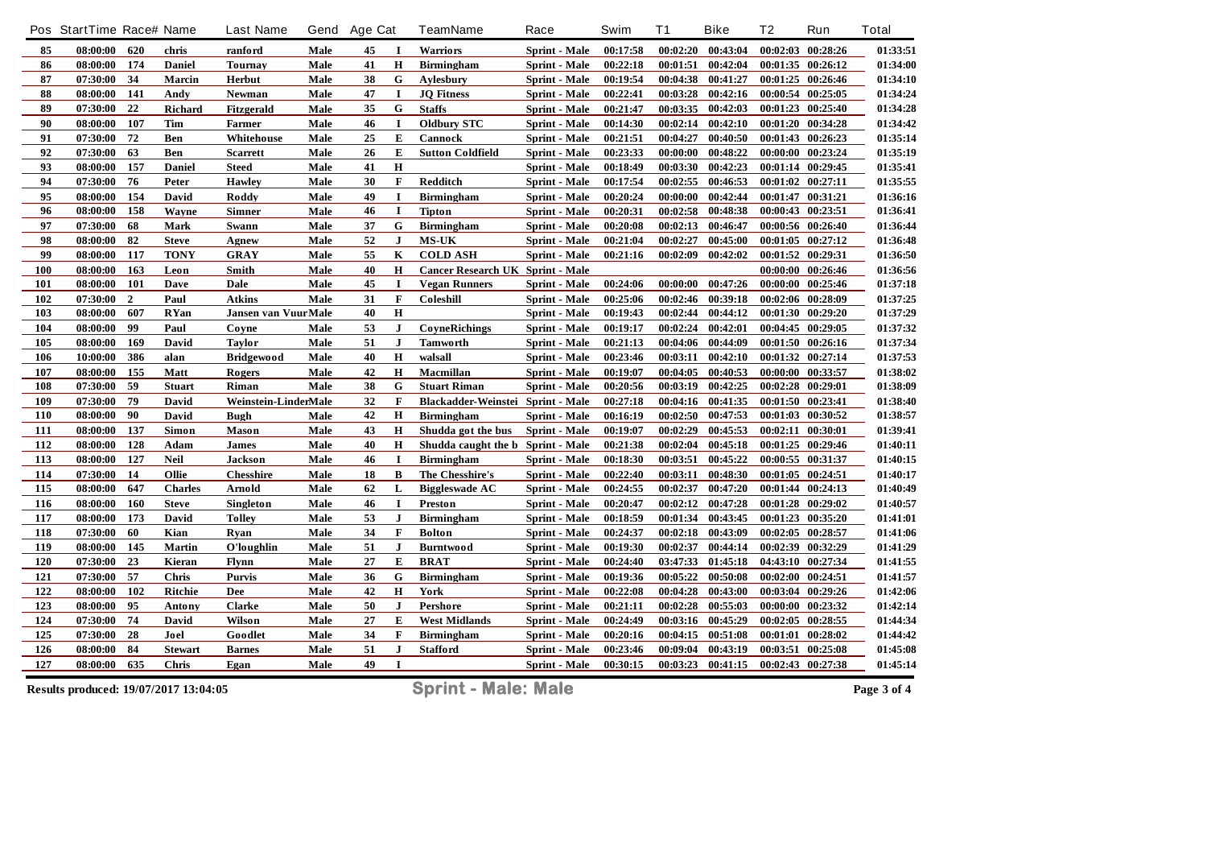| Pos | StartTime | Race# | Name | Last Name | Gend | Age | Cat | TeamName | Race | Swim | T1 | Bike | T2 | Run | Total |
|---|---|---|---|---|---|---|---|---|---|---|---|---|---|---|---|
| 85 | 08:00:00 | 620 | chris | ranford | Male | 45 | I | Warriors | Sprint - Male | 00:17:58 | 00:02:20 | 00:43:04 | 00:02:03 | 00:28:26 | 01:33:51 |
| 86 | 08:00:00 | 174 | Daniel | Tournay | Male | 41 | H | Birmingham | Sprint - Male | 00:22:18 | 00:01:51 | 00:42:04 | 00:01:35 | 00:26:12 | 01:34:00 |
| 87 | 07:30:00 | 34 | Marcin | Herbut | Male | 38 | G | Aylesbury | Sprint - Male | 00:19:54 | 00:04:38 | 00:41:27 | 00:01:25 | 00:26:46 | 01:34:10 |
| 88 | 08:00:00 | 141 | Andy | Newman | Male | 47 | I | JQ Fitness | Sprint - Male | 00:22:41 | 00:03:28 | 00:42:16 | 00:00:54 | 00:25:05 | 01:34:24 |
| 89 | 07:30:00 | 22 | Richard | Fitzgerald | Male | 35 | G | Staffs | Sprint - Male | 00:21:47 | 00:03:35 | 00:42:03 | 00:01:23 | 00:25:40 | 01:34:28 |
| 90 | 08:00:00 | 107 | Tim | Farmer | Male | 46 | I | Oldbury STC | Sprint - Male | 00:14:30 | 00:02:14 | 00:42:10 | 00:01:20 | 00:34:28 | 01:34:42 |
| 91 | 07:30:00 | 72 | Ben | Whitehouse | Male | 25 | E | Cannock | Sprint - Male | 00:21:51 | 00:04:27 | 00:40:50 | 00:01:43 | 00:26:23 | 01:35:14 |
| 92 | 07:30:00 | 63 | Ben | Scarrett | Male | 26 | E | Sutton Coldfield | Sprint - Male | 00:23:33 | 00:00:00 | 00:48:22 | 00:00:00 | 00:23:24 | 01:35:19 |
| 93 | 08:00:00 | 157 | Daniel | Steed | Male | 41 | H | | Sprint - Male | 00:18:49 | 00:03:30 | 00:42:23 | 00:01:14 | 00:29:45 | 01:35:41 |
| 94 | 07:30:00 | 76 | Peter | Hawley | Male | 30 | F | Redditch | Sprint - Male | 00:17:54 | 00:02:55 | 00:46:53 | 00:01:02 | 00:27:11 | 01:35:55 |
| 95 | 08:00:00 | 154 | David | Roddy | Male | 49 | I | Birmingham | Sprint - Male | 00:20:24 | 00:00:00 | 00:42:44 | 00:01:47 | 00:31:21 | 01:36:16 |
| 96 | 08:00:00 | 158 | Wayne | Simner | Male | 46 | I | Tipton | Sprint - Male | 00:20:31 | 00:02:58 | 00:48:38 | 00:00:43 | 00:23:51 | 01:36:41 |
| 97 | 07:30:00 | 68 | Mark | Swann | Male | 37 | G | Birmingham | Sprint - Male | 00:20:08 | 00:02:13 | 00:46:47 | 00:00:56 | 00:26:40 | 01:36:44 |
| 98 | 08:00:00 | 82 | Steve | Agnew | Male | 52 | J | MS-UK | Sprint - Male | 00:21:04 | 00:02:27 | 00:45:00 | 00:01:05 | 00:27:12 | 01:36:48 |
| 99 | 08:00:00 | 117 | TONY | GRAY | Male | 55 | K | COLD ASH | Sprint - Male | 00:21:16 | 00:02:09 | 00:42:02 | 00:01:52 | 00:29:31 | 01:36:50 |
| 100 | 08:00:00 | 163 | Leon | Smith | Male | 40 | H | Cancer Research UK | Sprint - Male | | | | 00:00:00 | 00:26:46 | 01:36:56 |
| 101 | 08:00:00 | 101 | Dave | Dale | Male | 45 | I | Vegan Runners | Sprint - Male | 00:24:06 | 00:00:00 | 00:47:26 | 00:00:00 | 00:25:46 | 01:37:18 |
| 102 | 07:30:00 | 2 | Paul | Atkins | Male | 31 | F | Coleshill | Sprint - Male | 00:25:06 | 00:02:46 | 00:39:18 | 00:02:06 | 00:28:09 | 01:37:25 |
| 103 | 08:00:00 | 607 | RYan | Jansen van Vuur | Male | 40 | H | | Sprint - Male | 00:19:43 | 00:02:44 | 00:44:12 | 00:01:30 | 00:29:20 | 01:37:29 |
| 104 | 08:00:00 | 99 | Paul | Coyne | Male | 53 | J | CoyneRichings | Sprint - Male | 00:19:17 | 00:02:24 | 00:42:01 | 00:04:45 | 00:29:05 | 01:37:32 |
| 105 | 08:00:00 | 169 | David | Taylor | Male | 51 | J | Tamworth | Sprint - Male | 00:21:13 | 00:04:06 | 00:44:09 | 00:01:50 | 00:26:16 | 01:37:34 |
| 106 | 10:00:00 | 386 | alan | Bridgewood | Male | 40 | H | walsall | Sprint - Male | 00:23:46 | 00:03:11 | 00:42:10 | 00:01:32 | 00:27:14 | 01:37:53 |
| 107 | 08:00:00 | 155 | Matt | Rogers | Male | 42 | H | Macmillan | Sprint - Male | 00:19:07 | 00:04:05 | 00:40:53 | 00:00:00 | 00:33:57 | 01:38:02 |
| 108 | 07:30:00 | 59 | Stuart | Riman | Male | 38 | G | Stuart Riman | Sprint - Male | 00:20:56 | 00:03:19 | 00:42:25 | 00:02:28 | 00:29:01 | 01:38:09 |
| 109 | 07:30:00 | 79 | David | Weinstein-Linder | Male | 32 | F | Blackadder-Weinstei | Sprint - Male | 00:27:18 | 00:04:16 | 00:41:35 | 00:01:50 | 00:23:41 | 01:38:40 |
| 110 | 08:00:00 | 90 | David | Bugh | Male | 42 | H | Birmingham | Sprint - Male | 00:16:19 | 00:02:50 | 00:47:53 | 00:01:03 | 00:30:52 | 01:38:57 |
| 111 | 08:00:00 | 137 | Simon | Mason | Male | 43 | H | Shudda got the bus | Sprint - Male | 00:19:07 | 00:02:29 | 00:45:53 | 00:02:11 | 00:30:01 | 01:39:41 |
| 112 | 08:00:00 | 128 | Adam | James | Male | 40 | H | Shudda caught the b | Sprint - Male | 00:21:38 | 00:02:04 | 00:45:18 | 00:01:25 | 00:29:46 | 01:40:11 |
| 113 | 08:00:00 | 127 | Neil | Jackson | Male | 46 | I | Birmingham | Sprint - Male | 00:18:30 | 00:03:51 | 00:45:22 | 00:00:55 | 00:31:37 | 01:40:15 |
| 114 | 07:30:00 | 14 | Ollie | Chesshire | Male | 18 | B | The Chesshire's | Sprint - Male | 00:22:40 | 00:03:11 | 00:48:30 | 00:01:05 | 00:24:51 | 01:40:17 |
| 115 | 08:00:00 | 647 | Charles | Arnold | Male | 62 | L | Biggleswade AC | Sprint - Male | 00:24:55 | 00:02:37 | 00:47:20 | 00:01:44 | 00:24:13 | 01:40:49 |
| 116 | 08:00:00 | 160 | Steve | Singleton | Male | 46 | I | Preston | Sprint - Male | 00:20:47 | 00:02:12 | 00:47:28 | 00:01:28 | 00:29:02 | 01:40:57 |
| 117 | 08:00:00 | 173 | David | Tolley | Male | 53 | J | Birmingham | Sprint - Male | 00:18:59 | 00:01:34 | 00:43:45 | 00:01:23 | 00:35:20 | 01:41:01 |
| 118 | 07:30:00 | 60 | Kian | Ryan | Male | 34 | F | Bolton | Sprint - Male | 00:24:37 | 00:02:18 | 00:43:09 | 00:02:05 | 00:28:57 | 01:41:06 |
| 119 | 08:00:00 | 145 | Martin | O'loughlin | Male | 51 | J | Burntwood | Sprint - Male | 00:19:30 | 00:02:37 | 00:44:14 | 00:02:39 | 00:32:29 | 01:41:29 |
| 120 | 07:30:00 | 23 | Kieran | Flynn | Male | 27 | E | BRAT | Sprint - Male | 00:24:40 | 03:47:33 | 01:45:18 | 04:43:10 | 00:27:34 | 01:41:55 |
| 121 | 07:30:00 | 57 | Chris | Purvis | Male | 36 | G | Birmingham | Sprint - Male | 00:19:36 | 00:05:22 | 00:50:08 | 00:02:00 | 00:24:51 | 01:41:57 |
| 122 | 08:00:00 | 102 | Ritchie | Dee | Male | 42 | H | York | Sprint - Male | 00:22:08 | 00:04:28 | 00:43:00 | 00:03:04 | 00:29:26 | 01:42:06 |
| 123 | 08:00:00 | 95 | Antony | Clarke | Male | 50 | J | Pershore | Sprint - Male | 00:21:11 | 00:02:28 | 00:55:03 | 00:00:00 | 00:23:32 | 01:42:14 |
| 124 | 07:30:00 | 74 | David | Wilson | Male | 27 | E | West Midlands | Sprint - Male | 00:24:49 | 00:03:16 | 00:45:29 | 00:02:05 | 00:28:55 | 01:44:34 |
| 125 | 07:30:00 | 28 | Joel | Goodlet | Male | 34 | F | Birmingham | Sprint - Male | 00:20:16 | 00:04:15 | 00:51:08 | 00:01:01 | 00:28:02 | 01:44:42 |
| 126 | 08:00:00 | 84 | Stewart | Barnes | Male | 51 | J | Stafford | Sprint - Male | 00:23:46 | 00:09:04 | 00:43:19 | 00:03:51 | 00:25:08 | 01:45:08 |
| 127 | 08:00:00 | 635 | Chris | Egan | Male | 49 | I | | Sprint - Male | 00:30:15 | 00:03:23 | 00:41:15 | 00:02:43 | 00:27:38 | 01:45:14 |

Results produced: 19/07/2017 13:04:05

**Sprint - Male: Male**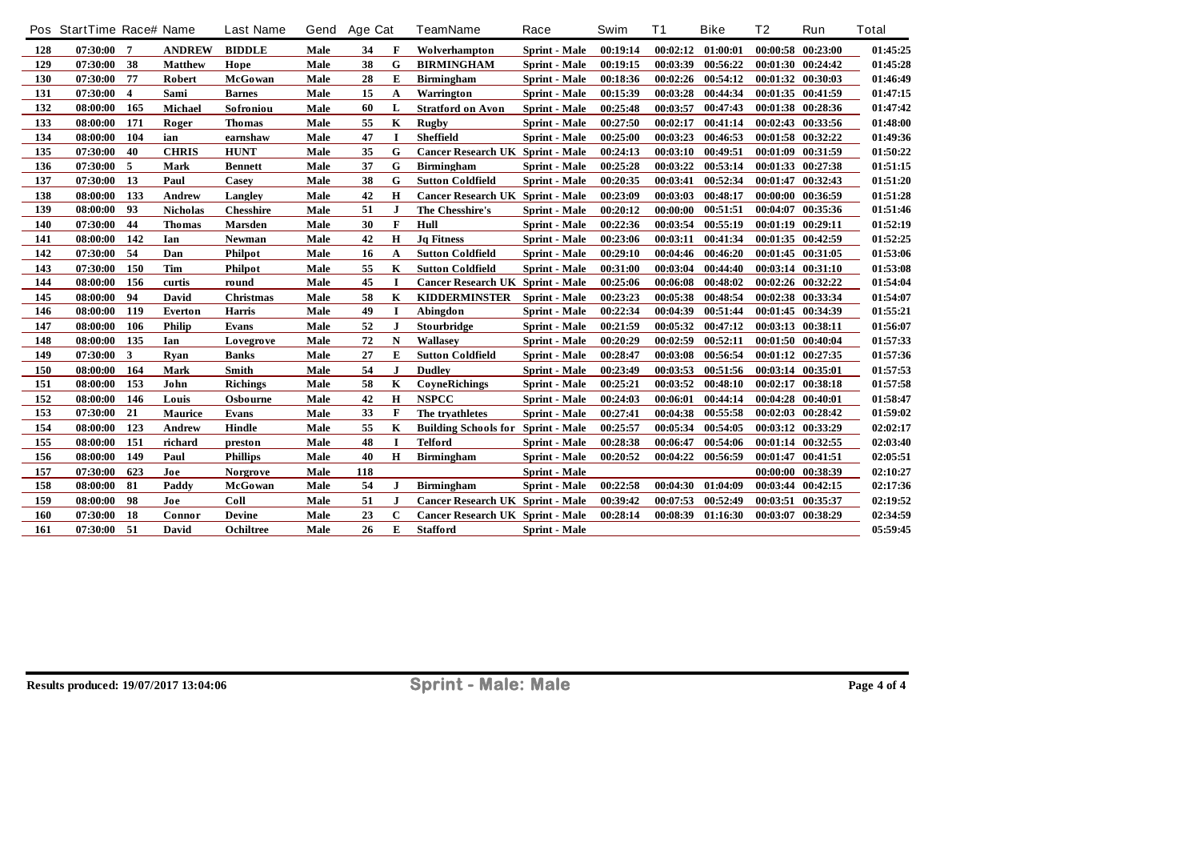| Pos | StartTime | Race# | Name | Last Name | Gend | Age | Cat | TeamName | Race | Swim | T1 | Bike | T2 | Run | Total |
|---|---|---|---|---|---|---|---|---|---|---|---|---|---|---|---|
| 128 | 07:30:00 | 7 | ANDREW | BIDDLE | Male | 34 | F | Wolverhampton | Sprint - Male | 00:19:14 | 00:02:12 | 01:00:01 | 00:00:58 | 00:23:00 | 01:45:25 |
| 129 | 07:30:00 | 38 | Matthew | Hope | Male | 38 | G | BIRMINGHAM | Sprint - Male | 00:19:15 | 00:03:39 | 00:56:22 | 00:01:30 | 00:24:42 | 01:45:28 |
| 130 | 07:30:00 | 77 | Robert | McGowan | Male | 28 | E | Birmingham | Sprint - Male | 00:18:36 | 00:02:26 | 00:54:12 | 00:01:32 | 00:30:03 | 01:46:49 |
| 131 | 07:30:00 | 4 | Sami | Barnes | Male | 15 | A | Warrington | Sprint - Male | 00:15:39 | 00:03:28 | 00:44:34 | 00:01:35 | 00:41:59 | 01:47:15 |
| 132 | 08:00:00 | 165 | Michael | Sofroniou | Male | 60 | L | Stratford on Avon | Sprint - Male | 00:25:48 | 00:03:57 | 00:47:43 | 00:01:38 | 00:28:36 | 01:47:42 |
| 133 | 08:00:00 | 171 | Roger | Thomas | Male | 55 | K | Rugby | Sprint - Male | 00:27:50 | 00:02:17 | 00:41:14 | 00:02:43 | 00:33:56 | 01:48:00 |
| 134 | 08:00:00 | 104 | ian | earnshaw | Male | 47 | I | Sheffield | Sprint - Male | 00:25:00 | 00:03:23 | 00:46:53 | 00:01:58 | 00:32:22 | 01:49:36 |
| 135 | 07:30:00 | 40 | CHRIS | HUNT | Male | 35 | G | Cancer Research UK | Sprint - Male | 00:24:13 | 00:03:10 | 00:49:51 | 00:01:09 | 00:31:59 | 01:50:22 |
| 136 | 07:30:00 | 5 | Mark | Bennett | Male | 37 | G | Birmingham | Sprint - Male | 00:25:28 | 00:03:22 | 00:53:14 | 00:01:33 | 00:27:38 | 01:51:15 |
| 137 | 07:30:00 | 13 | Paul | Casey | Male | 38 | G | Sutton Coldfield | Sprint - Male | 00:20:35 | 00:03:41 | 00:52:34 | 00:01:47 | 00:32:43 | 01:51:20 |
| 138 | 08:00:00 | 133 | Andrew | Langley | Male | 42 | H | Cancer Research UK | Sprint - Male | 00:23:09 | 00:03:03 | 00:48:17 | 00:00:00 | 00:36:59 | 01:51:28 |
| 139 | 08:00:00 | 93 | Nicholas | Chesshire | Male | 51 | J | The Chesshire's | Sprint - Male | 00:20:12 | 00:00:00 | 00:51:51 | 00:04:07 | 00:35:36 | 01:51:46 |
| 140 | 07:30:00 | 44 | Thomas | Marsden | Male | 30 | F | Hull | Sprint - Male | 00:22:36 | 00:03:54 | 00:55:19 | 00:01:19 | 00:29:11 | 01:52:19 |
| 141 | 08:00:00 | 142 | Ian | Newman | Male | 42 | H | Jq Fitness | Sprint - Male | 00:23:06 | 00:03:11 | 00:41:34 | 00:01:35 | 00:42:59 | 01:52:25 |
| 142 | 07:30:00 | 54 | Dan | Philpot | Male | 16 | A | Sutton Coldfield | Sprint - Male | 00:29:10 | 00:04:46 | 00:46:20 | 00:01:45 | 00:31:05 | 01:53:06 |
| 143 | 07:30:00 | 150 | Tim | Philpot | Male | 55 | K | Sutton Coldfield | Sprint - Male | 00:31:00 | 00:03:04 | 00:44:40 | 00:03:14 | 00:31:10 | 01:53:08 |
| 144 | 08:00:00 | 156 | curtis | round | Male | 45 | I | Cancer Research UK | Sprint - Male | 00:25:06 | 00:06:08 | 00:48:02 | 00:02:26 | 00:32:22 | 01:54:04 |
| 145 | 08:00:00 | 94 | David | Christmas | Male | 58 | K | KIDDERMINSTER | Sprint - Male | 00:23:23 | 00:05:38 | 00:48:54 | 00:02:38 | 00:33:34 | 01:54:07 |
| 146 | 08:00:00 | 119 | Everton | Harris | Male | 49 | I | Abingdon | Sprint - Male | 00:22:34 | 00:04:39 | 00:51:44 | 00:01:45 | 00:34:39 | 01:55:21 |
| 147 | 08:00:00 | 106 | Philip | Evans | Male | 52 | J | Stourbridge | Sprint - Male | 00:21:59 | 00:05:32 | 00:47:12 | 00:03:13 | 00:38:11 | 01:56:07 |
| 148 | 08:00:00 | 135 | Ian | Lovegrove | Male | 72 | N | Wallasey | Sprint - Male | 00:20:29 | 00:02:59 | 00:52:11 | 00:01:50 | 00:40:04 | 01:57:33 |
| 149 | 07:30:00 | 3 | Ryan | Banks | Male | 27 | E | Sutton Coldfield | Sprint - Male | 00:28:47 | 00:03:08 | 00:56:54 | 00:01:12 | 00:27:35 | 01:57:36 |
| 150 | 08:00:00 | 164 | Mark | Smith | Male | 54 | J | Dudley | Sprint - Male | 00:23:49 | 00:03:53 | 00:51:56 | 00:03:14 | 00:35:01 | 01:57:53 |
| 151 | 08:00:00 | 153 | John | Richings | Male | 58 | K | CoyneRichings | Sprint - Male | 00:25:21 | 00:03:52 | 00:48:10 | 00:02:17 | 00:38:18 | 01:57:58 |
| 152 | 08:00:00 | 146 | Louis | Osbourne | Male | 42 | H | NSPCC | Sprint - Male | 00:24:03 | 00:06:01 | 00:44:14 | 00:04:28 | 00:40:01 | 01:58:47 |
| 153 | 07:30:00 | 21 | Maurice | Evans | Male | 33 | F | The tryathletes | Sprint - Male | 00:27:41 | 00:04:38 | 00:55:58 | 00:02:03 | 00:28:42 | 01:59:02 |
| 154 | 08:00:00 | 123 | Andrew | Hindle | Male | 55 | K | Building Schools for | Sprint - Male | 00:25:57 | 00:05:34 | 00:54:05 | 00:03:12 | 00:33:29 | 02:02:17 |
| 155 | 08:00:00 | 151 | richard | preston | Male | 48 | I | Telford | Sprint - Male | 00:28:38 | 00:06:47 | 00:54:06 | 00:01:14 | 00:32:55 | 02:03:40 |
| 156 | 08:00:00 | 149 | Paul | Phillips | Male | 40 | H | Birmingham | Sprint - Male | 00:20:52 | 00:04:22 | 00:56:59 | 00:01:47 | 00:41:51 | 02:05:51 |
| 157 | 07:30:00 | 623 | Joe | Norgrove | Male | 118 | | | Sprint - Male | | | | 00:00:00 | 00:38:39 | 02:10:27 |
| 158 | 08:00:00 | 81 | Paddy | McGowan | Male | 54 | J | Birmingham | Sprint - Male | 00:22:58 | 00:04:30 | 01:04:09 | 00:03:44 | 00:42:15 | 02:17:36 |
| 159 | 08:00:00 | 98 | Joe | Coll | Male | 51 | J | Cancer Research UK | Sprint - Male | 00:39:42 | 00:07:53 | 00:52:49 | 00:03:51 | 00:35:37 | 02:19:52 |
| 160 | 07:30:00 | 18 | Connor | Devine | Male | 23 | C | Cancer Research UK | Sprint - Male | 00:28:14 | 00:08:39 | 01:16:30 | 00:03:07 | 00:38:29 | 02:34:59 |
| 161 | 07:30:00 | 51 | David | Ochiltree | Male | 26 | E | Stafford | Sprint - Male | | | | | | 05:59:45 |

Results produced: 19/07/2017 13:04:06

**Sprint - Male: Male**